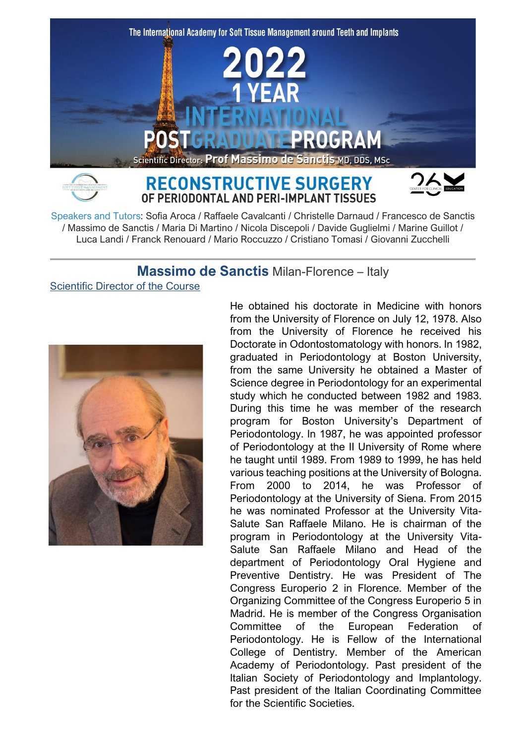The International Academy for Soft Tissue Management around Teeth and Implants

# 2022 1 YEAR INTERNATIONAL POSTGRADUATE PROGRAM

Scientific Director: **Prof Massimo de Sanctis** MD, DDS, MSc

## RECONSTRUCTIVE SURGERY
### OF PERIODONTAL AND PERI-IMPLANT TISSUES

Speakers and Tutors: Sofia Aroca / Raffaele Cavalcanti / Christelle Darnaud / Francesco de Sanctis / Massimo de Sanctis / Maria Di Martino / Nicola Discepoli / Davide Guglielmi / Marine Guillot / Luca Landi / Franck Renouard / Mario Roccuzzo / Cristiano Tomasi / Giovanni Zucchelli

---

## **Massimo de Sanctis** Milan-Florence – Italy

Scientific Director of the Course

He obtained his doctorate in Medicine with honors from the University of Florence on July 12, 1978. Also from the University of Florence he received his Doctorate in Odontostomatology with honors. In 1982, graduated in Periodontology at Boston University, from the same University he obtained a Master of Science degree in Periodontology for an experimental study which he conducted between 1982 and 1983. During this time he was member of the research program for Boston University's Department of Periodontology. In 1987, he was appointed professor of Periodontology at the II University of Rome where he taught until 1989. From 1989 to 1999, he has held various teaching positions at the University of Bologna. From 2000 to 2014, he was Professor of Periodontology at the University of Siena. From 2015 he was nominated Professor at the University Vita-Salute San Raffaele Milano. He is chairman of the program in Periodontology at the University Vita-Salute San Raffaele Milano and Head of the department of Periodontology Oral Hygiene and Preventive Dentistry. He was President of The Congress Europerio 2 in Florence. Member of the Organizing Committee of the Congress Europerio 5 in Madrid. He is member of the Congress Organisation Committee of the European Federation of Periodontology. He is Fellow of the International College of Dentistry. Member of the American Academy of Periodontology. Past president of the Italian Society of Periodontology and Implantology. Past president of the Italian Coordinating Committee for the Scientific Societies.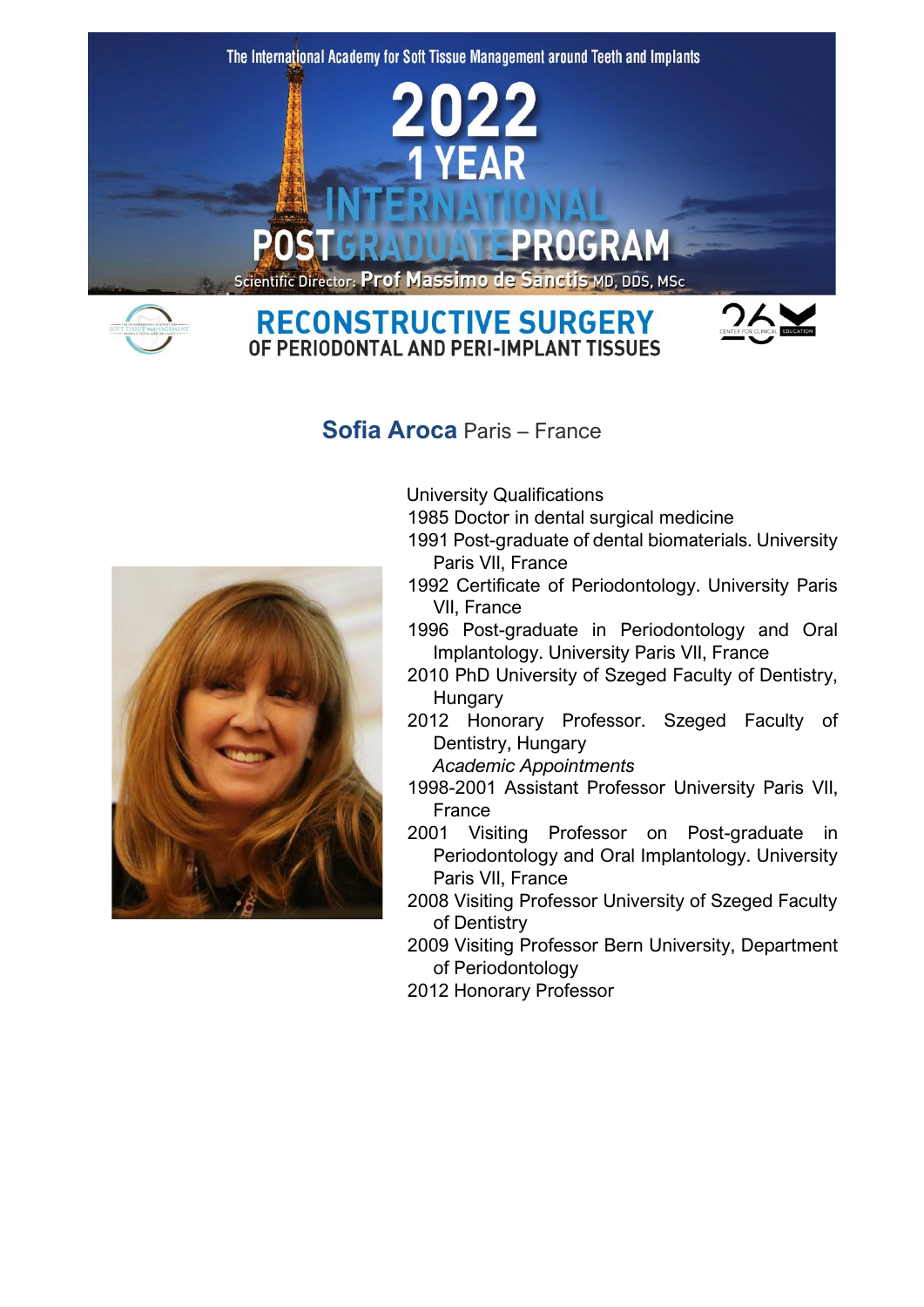The International Academy for Soft Tissue Management around Teeth and Implants

# 2022 1 YEAR INTERNATIONAL POSTGRADUATE PROGRAM

Scientific Director: Prof Massimo de Sanctis MD, DDS, MSc

## RECONSTRUCTIVE SURGERY OF PERIODONTAL AND PERI-IMPLANT TISSUES

## **Sofia Aroca** Paris – France

University Qualifications

- 1985 Doctor in dental surgical medicine
- 1991 Post-graduate of dental biomaterials. University Paris VII, France
- 1992 Certificate of Periodontology. University Paris VII, France
- 1996 Post-graduate in Periodontology and Oral Implantology. University Paris VII, France
- 2010 PhD University of Szeged Faculty of Dentistry, Hungary
- 2012 Honorary Professor. Szeged Faculty of Dentistry, Hungary

*Academic Appointments*

- 1998-2001 Assistant Professor University Paris VII, France
- 2001 Visiting Professor on Post-graduate in Periodontology and Oral Implantology. University Paris VII, France
- 2008 Visiting Professor University of Szeged Faculty of Dentistry
- 2009 Visiting Professor Bern University, Department of Periodontology
- 2012 Honorary Professor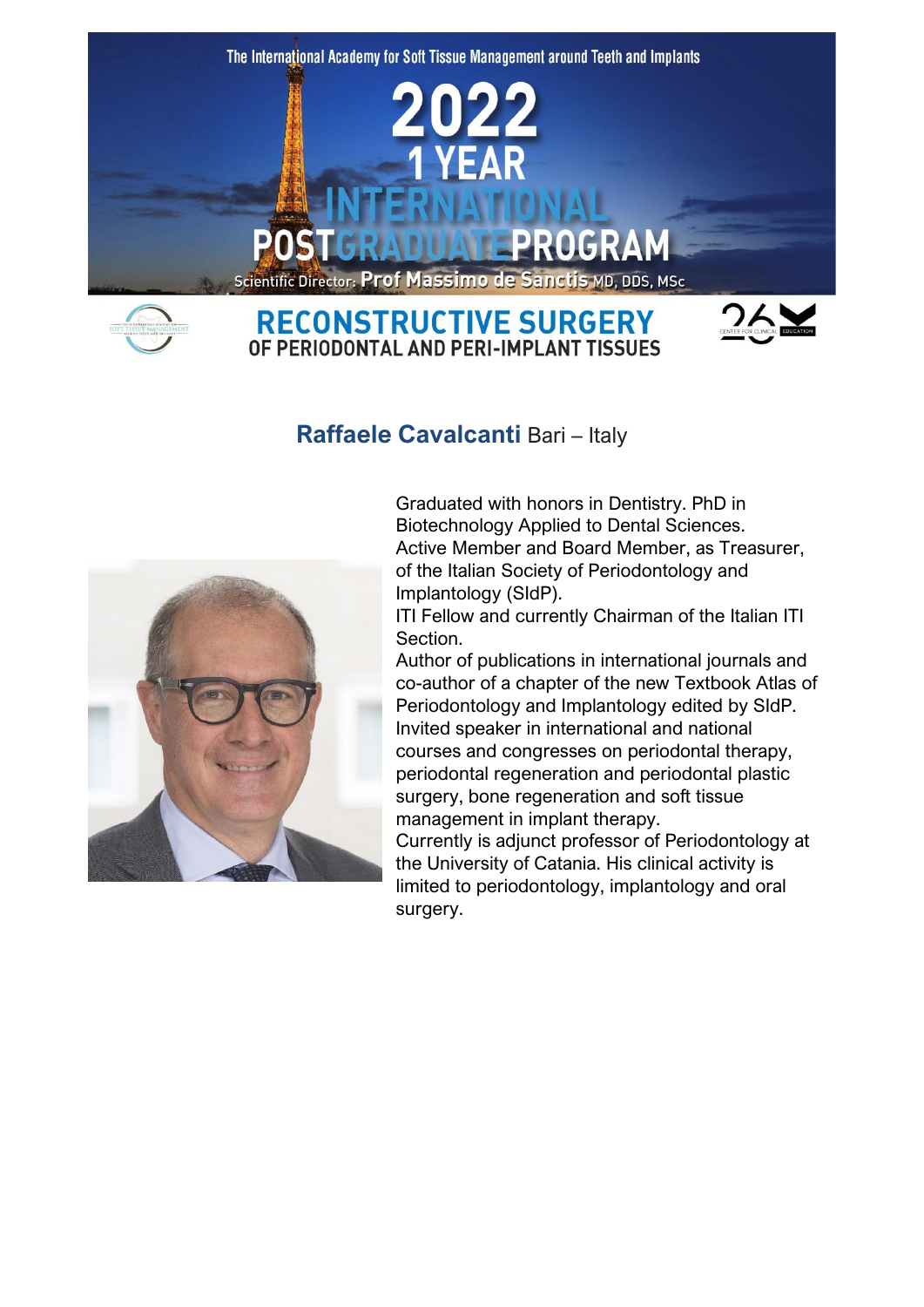The International Academy for Soft Tissue Management around Teeth and Implants

# 2022 1 YEAR INTERNATIONAL POSTGRADUATE PROGRAM

Scientific Director: **Prof Massimo de Sanctis** MD, DDS, MSc

## RECONSTRUCTIVE SURGERY OF PERIODONTAL AND PERI-IMPLANT TISSUES

### **Raffaele Cavalcanti** Bari – Italy

Graduated with honors in Dentistry. PhD in Biotechnology Applied to Dental Sciences.
Active Member and Board Member, as Treasurer, of the Italian Society of Periodontology and Implantology (SIdP).
ITI Fellow and currently Chairman of the Italian ITI Section.
Author of publications in international journals and co-author of a chapter of the new Textbook Atlas of Periodontology and Implantology edited by SIdP.
Invited speaker in international and national courses and congresses on periodontal therapy, periodontal regeneration and periodontal plastic surgery, bone regeneration and soft tissue management in implant therapy.
Currently is adjunct professor of Periodontology at the University of Catania. His clinical activity is limited to periodontology, implantology and oral surgery.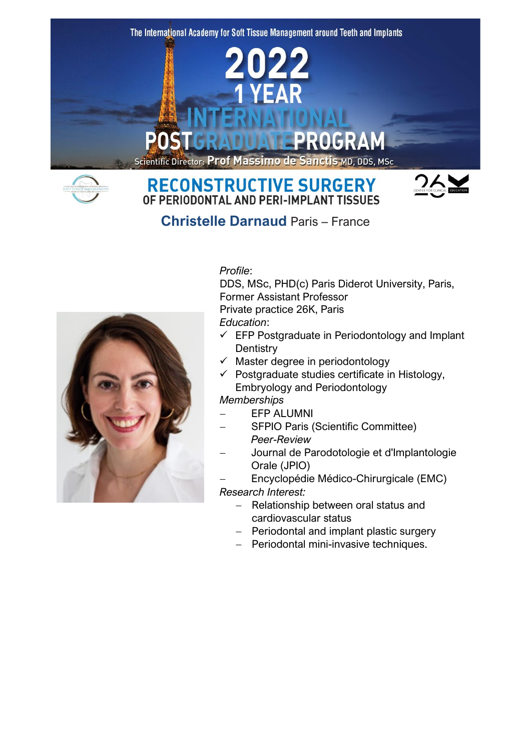The International Academy for Soft Tissue Management around Teeth and Implants

# 2022 1 YEAR INTERNATIONAL POSTGRADUATE PROGRAM

Scientific Director: **Prof Massimo de Sanctis** MD, DDS, MSc

## RECONSTRUCTIVE SURGERY OF PERIODONTAL AND PERI-IMPLANT TISSUES

### **Christelle Darnaud** Paris – France

*Profile*:
DDS, MSc, PHD(c) Paris Diderot University, Paris,
Former Assistant Professor
Private practice 26K, Paris

*Education*:

- ✓ EFP Postgraduate in Periodontology and Implant Dentistry
- ✓ Master degree in periodontology
- ✓ Postgraduate studies certificate in Histology, Embryology and Periodontology

*Memberships*

- EFP ALUMNI
- SFPIO Paris (Scientific Committee)

*Peer-Review*

- Journal de Parodotologie et d'Implantologie Orale (JPIO)
- Encyclopédie Médico-Chirurgicale (EMC)

*Research Interest:*

- Relationship between oral status and cardiovascular status
- Periodontal and implant plastic surgery
- Periodontal mini-invasive techniques.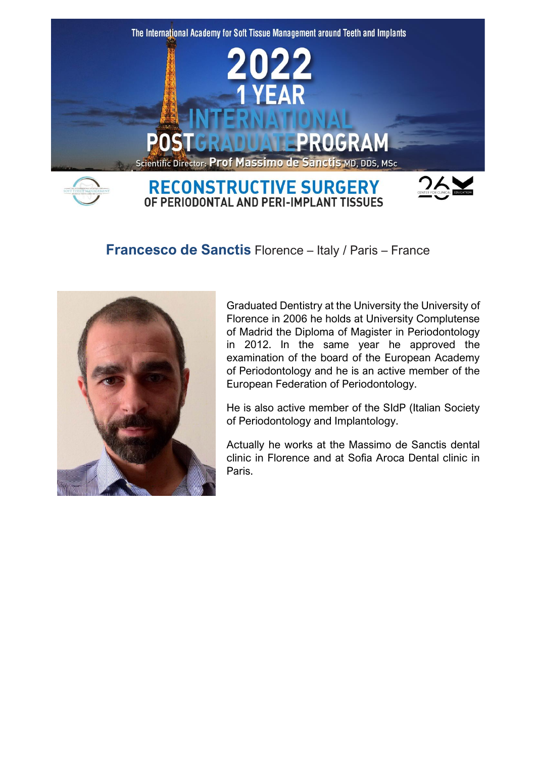The International Academy for Soft Tissue Management around Teeth and Implants

# 2022 1 YEAR INTERNATIONAL POSTGRADUATE PROGRAM

Scientific Director: **Prof Massimo de Sanctis** MD, DDS, MSc

## RECONSTRUCTIVE SURGERY OF PERIODONTAL AND PERI-IMPLANT TISSUES

### **Francesco de Sanctis** Florence – Italy / Paris – France

Graduated Dentistry at the University the University of Florence in 2006 he holds at University Complutense of Madrid the Diploma of Magister in Periodontology in 2012. In the same year he approved the examination of the board of the European Academy of Periodontology and he is an active member of the European Federation of Periodontology.

He is also active member of the SIdP (Italian Society of Periodontology and Implantology.

Actually he works at the Massimo de Sanctis dental clinic in Florence and at Sofia Aroca Dental clinic in Paris.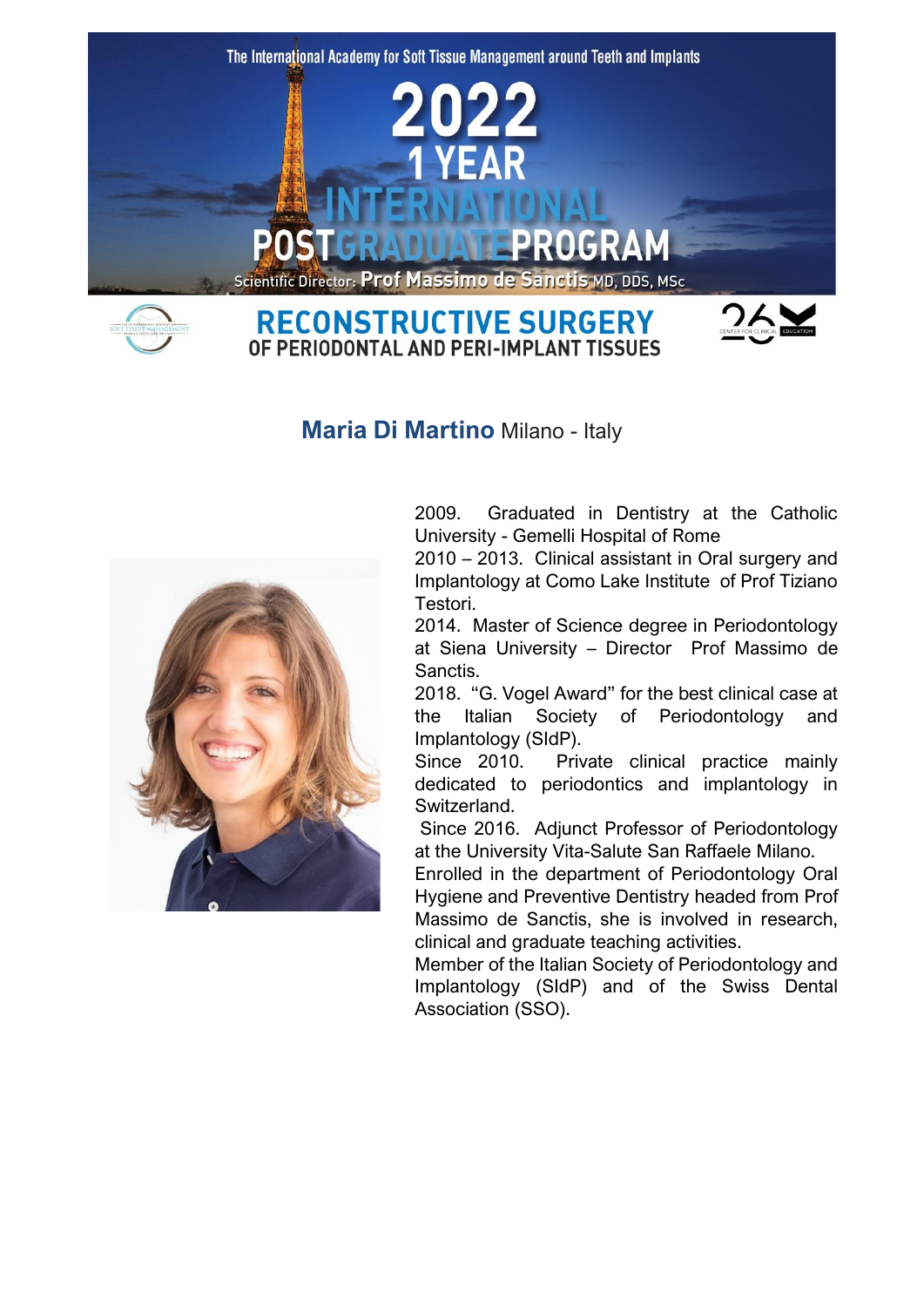The International Academy for Soft Tissue Management around Teeth and Implants

# 2022 1 YEAR INTERNATIONAL POSTGRADUATE PROGRAM

Scientific Director: **Prof Massimo de Sanctis** MD, DDS, MSc

## RECONSTRUCTIVE SURGERY OF PERIODONTAL AND PERI-IMPLANT TISSUES

## **Maria Di Martino** Milano - Italy

2009. Graduated in Dentistry at the Catholic University - Gemelli Hospital of Rome

2010 – 2013. Clinical assistant in Oral surgery and Implantology at Como Lake Institute of Prof Tiziano Testori.

2014. Master of Science degree in Periodontology at Siena University – Director Prof Massimo de Sanctis.

2018. "G. Vogel Award" for the best clinical case at the Italian Society of Periodontology and Implantology (SIdP).

Since 2010. Private clinical practice mainly dedicated to periodontics and implantology in Switzerland.

Since 2016. Adjunct Professor of Periodontology at the University Vita-Salute San Raffaele Milano.

Enrolled in the department of Periodontology Oral Hygiene and Preventive Dentistry headed from Prof Massimo de Sanctis, she is involved in research, clinical and graduate teaching activities.

Member of the Italian Society of Periodontology and Implantology (SIdP) and of the Swiss Dental Association (SSO).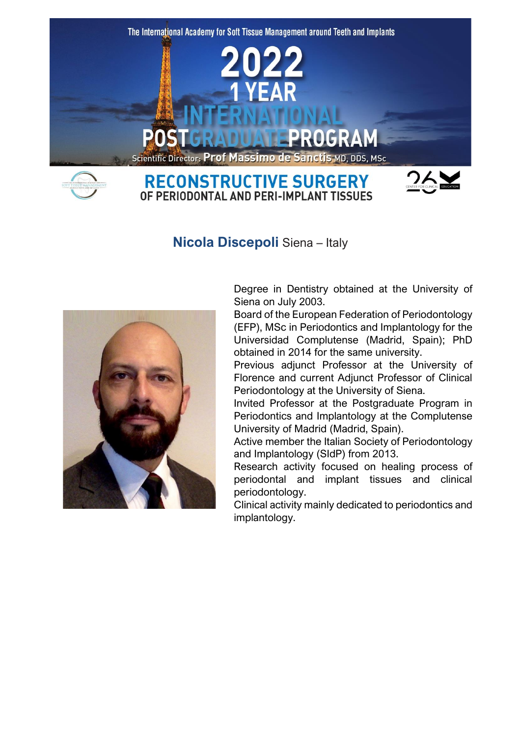The International Academy for Soft Tissue Management around Teeth and Implants

# 2022 1 YEAR INTERNATIONAL POSTGRADUATE PROGRAM

Scientific Director: **Prof Massimo de Sanctis** MD, DDS, MSc

## RECONSTRUCTIVE SURGERY OF PERIODONTAL AND PERI-IMPLANT TISSUES

### **Nicola Discepoli** Siena – Italy

Degree in Dentistry obtained at the University of Siena on July 2003.
Board of the European Federation of Periodontology (EFP), MSc in Periodontics and Implantology for the Universidad Complutense (Madrid, Spain); PhD obtained in 2014 for the same university.
Previous adjunct Professor at the University of Florence and current Adjunct Professor of Clinical Periodontology at the University of Siena.
Invited Professor at the Postgraduate Program in Periodontics and Implantology at the Complutense University of Madrid (Madrid, Spain).
Active member the Italian Society of Periodontology and Implantology (SIdP) from 2013.
Research activity focused on healing process of periodontal and implant tissues and clinical periodontology.
Clinical activity mainly dedicated to periodontics and implantology.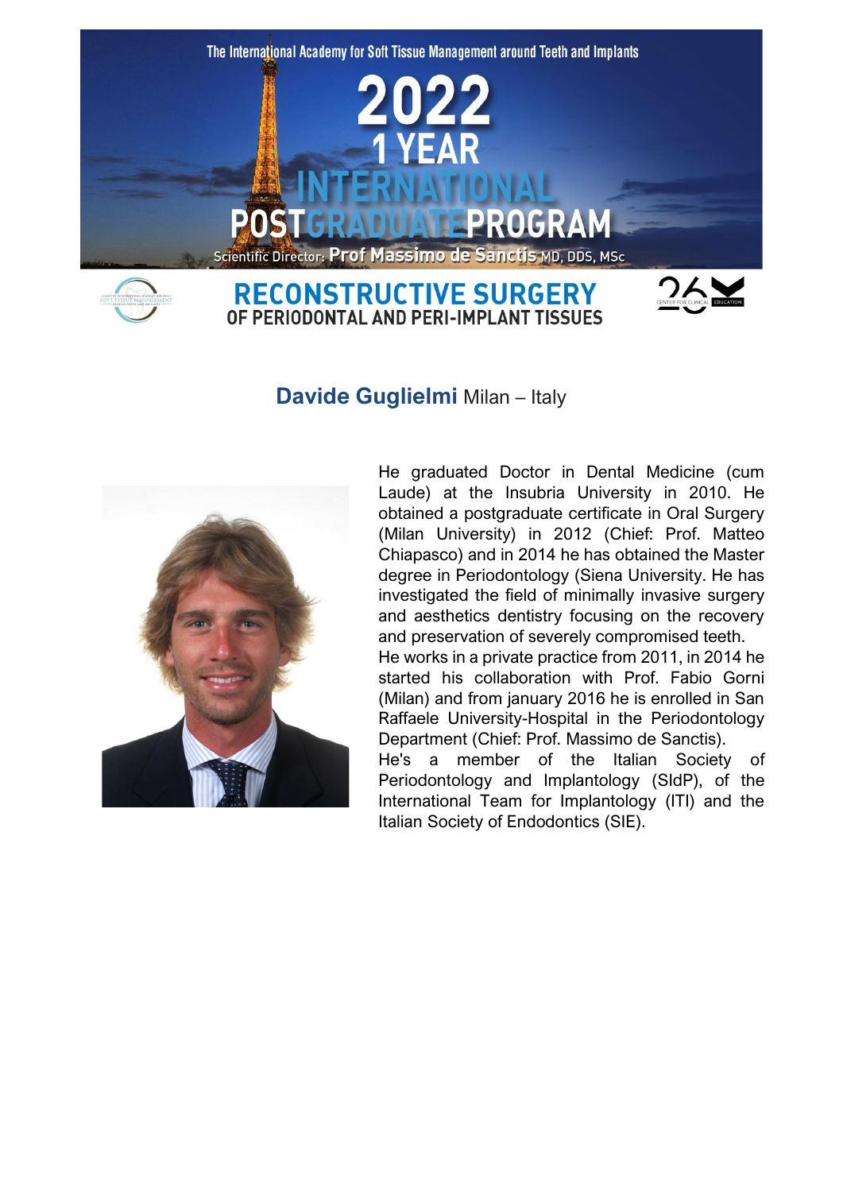The International Academy for Soft Tissue Management around Teeth and Implants

# 2022 1 YEAR INTERNATIONAL POSTGRADUATE PROGRAM

Scientific Director: **Prof Massimo de Sanctis** MD, DDS, MSc

## RECONSTRUCTIVE SURGERY OF PERIODONTAL AND PERI-IMPLANT TISSUES

## **Davide Guglielmi** Milan – Italy

He graduated Doctor in Dental Medicine (cum Laude) at the Insubria University in 2010. He obtained a postgraduate certificate in Oral Surgery (Milan University) in 2012 (Chief: Prof. Matteo Chiapasco) and in 2014 he has obtained the Master degree in Periodontology (Siena University. He has investigated the field of minimally invasive surgery and aesthetics dentistry focusing on the recovery and preservation of severely compromised teeth.
He works in a private practice from 2011, in 2014 he started his collaboration with Prof. Fabio Gorni (Milan) and from january 2016 he is enrolled in San Raffaele University-Hospital in the Periodontology Department (Chief: Prof. Massimo de Sanctis).
He's a member of the Italian Society of Periodontology and Implantology (SIdP), of the International Team for Implantology (ITI) and the Italian Society of Endodontics (SIE).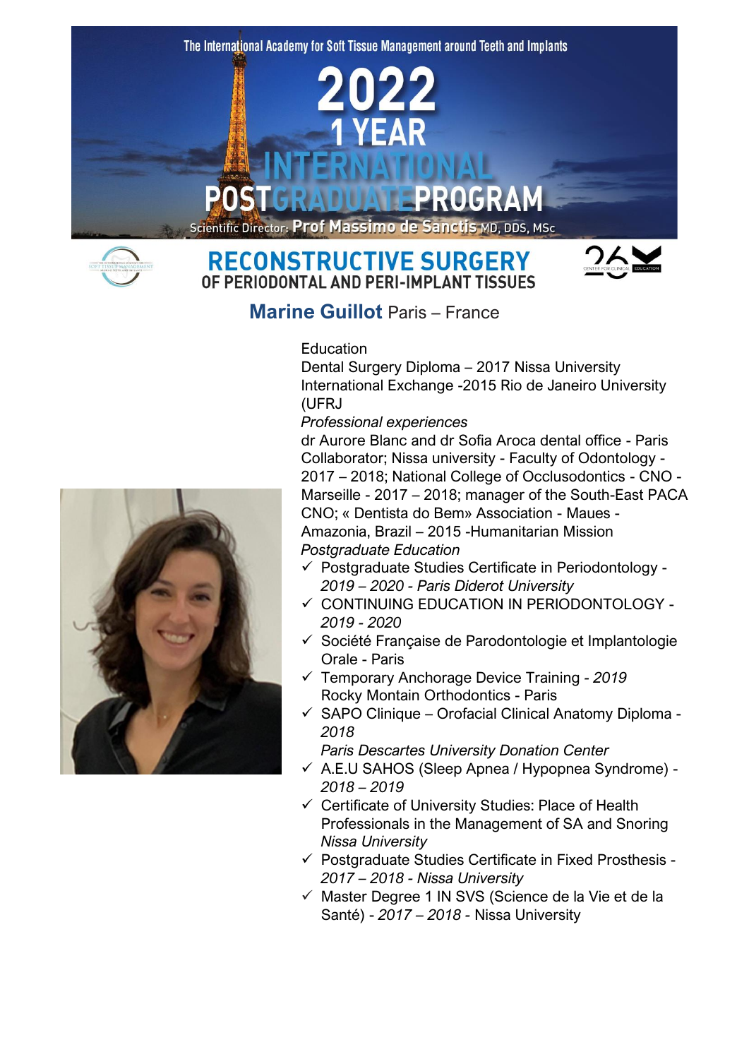The International Academy for Soft Tissue Management around Teeth and Implants

# 2022 1 YEAR INTERNATIONAL POSTGRADUATE PROGRAM

Scientific Director: **Prof Massimo de Sanctis** MD, DDS, MSc

## RECONSTRUCTIVE SURGERY OF PERIODONTAL AND PERI-IMPLANT TISSUES

### **Marine Guillot** Paris – France

Education
Dental Surgery Diploma – 2017 Nissa University
International Exchange -2015 Rio de Janeiro University (UFRJ

*Professional experiences*
dr Aurore Blanc and dr Sofia Aroca dental office - Paris Collaborator; Nissa university - Faculty of Odontology - 2017 – 2018; National College of Occlusodontics - CNO - Marseille - 2017 – 2018; manager of the South-East PACA CNO; « Dentista do Bem» Association - Maues - Amazonia, Brazil – 2015 -Humanitarian Mission

*Postgraduate Education*

- ✓ Postgraduate Studies Certificate in Periodontology - *2019 – 2020 - Paris Diderot University*
- ✓ CONTINUING EDUCATION IN PERIODONTOLOGY - *2019 - 2020*
- ✓ Société Française de Parodontologie et Implantologie Orale - Paris
- ✓ Temporary Anchorage Device Training - *2019*
  Rocky Montain Orthodontics - Paris
- ✓ SAPO Clinique – Orofacial Clinical Anatomy Diploma - *2018*
  *Paris Descartes University Donation Center*
- ✓ A.E.U SAHOS (Sleep Apnea / Hypopnea Syndrome) - *2018 – 2019*
- ✓ Certificate of University Studies: Place of Health Professionals in the Management of SA and Snoring *Nissa University*
- ✓ Postgraduate Studies Certificate in Fixed Prosthesis - *2017 – 2018 - Nissa University*
- ✓ Master Degree 1 IN SVS (Science de la Vie et de la Santé) - *2017 – 2018* - Nissa University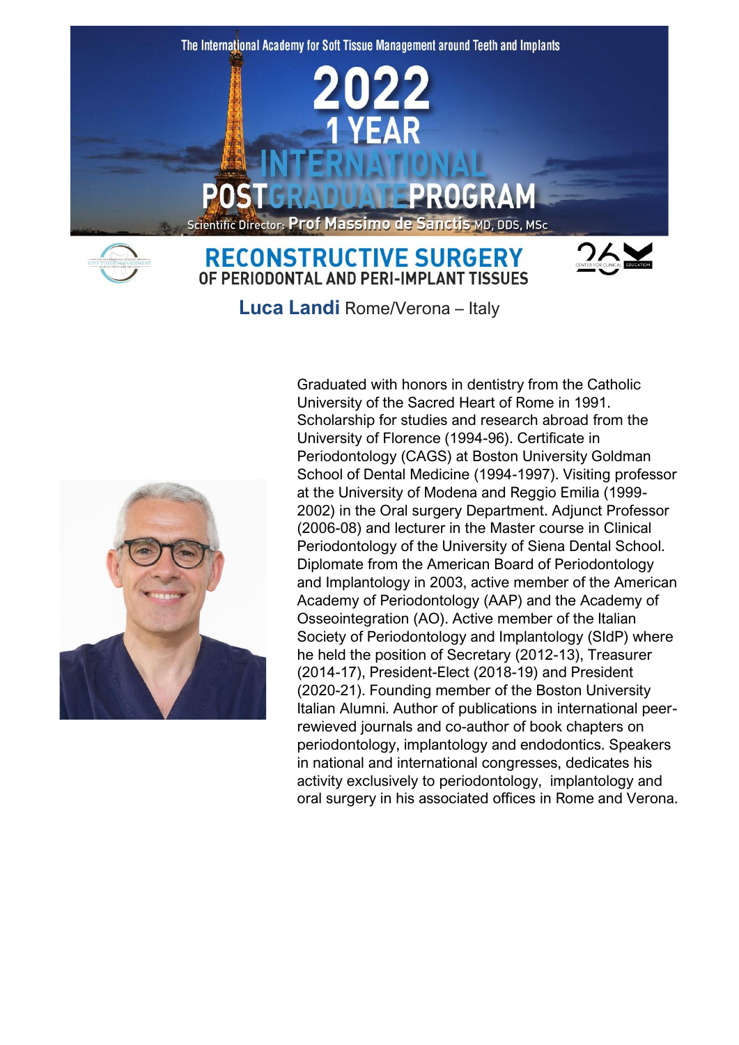The International Academy for Soft Tissue Management around Teeth and Implants

# 2022 1 YEAR INTERNATIONAL POSTGRADUATE PROGRAM

Scientific Director: **Prof Massimo de Sanctis** MD, DDS, MSc

## RECONSTRUCTIVE SURGERY OF PERIODONTAL AND PERI-IMPLANT TISSUES

**Luca Landi** Rome/Verona – Italy

Graduated with honors in dentistry from the Catholic University of the Sacred Heart of Rome in 1991. Scholarship for studies and research abroad from the University of Florence (1994-96). Certificate in Periodontology (CAGS) at Boston University Goldman School of Dental Medicine (1994-1997). Visiting professor at the University of Modena and Reggio Emilia (1999-2002) in the Oral surgery Department. Adjunct Professor (2006-08) and lecturer in the Master course in Clinical Periodontology of the University of Siena Dental School. Diplomate from the American Board of Periodontology and Implantology in 2003, active member of the American Academy of Periodontology (AAP) and the Academy of Osseointegration (AO). Active member of the Italian Society of Periodontology and Implantology (SIdP) where he held the position of Secretary (2012-13), Treasurer (2014-17), President-Elect (2018-19) and President (2020-21). Founding member of the Boston University Italian Alumni. Author of publications in international peer-rewieved journals and co-author of book chapters on periodontology, implantology and endodontics. Speakers in national and international congresses, dedicates his activity exclusively to periodontology, implantology and oral surgery in his associated offices in Rome and Verona.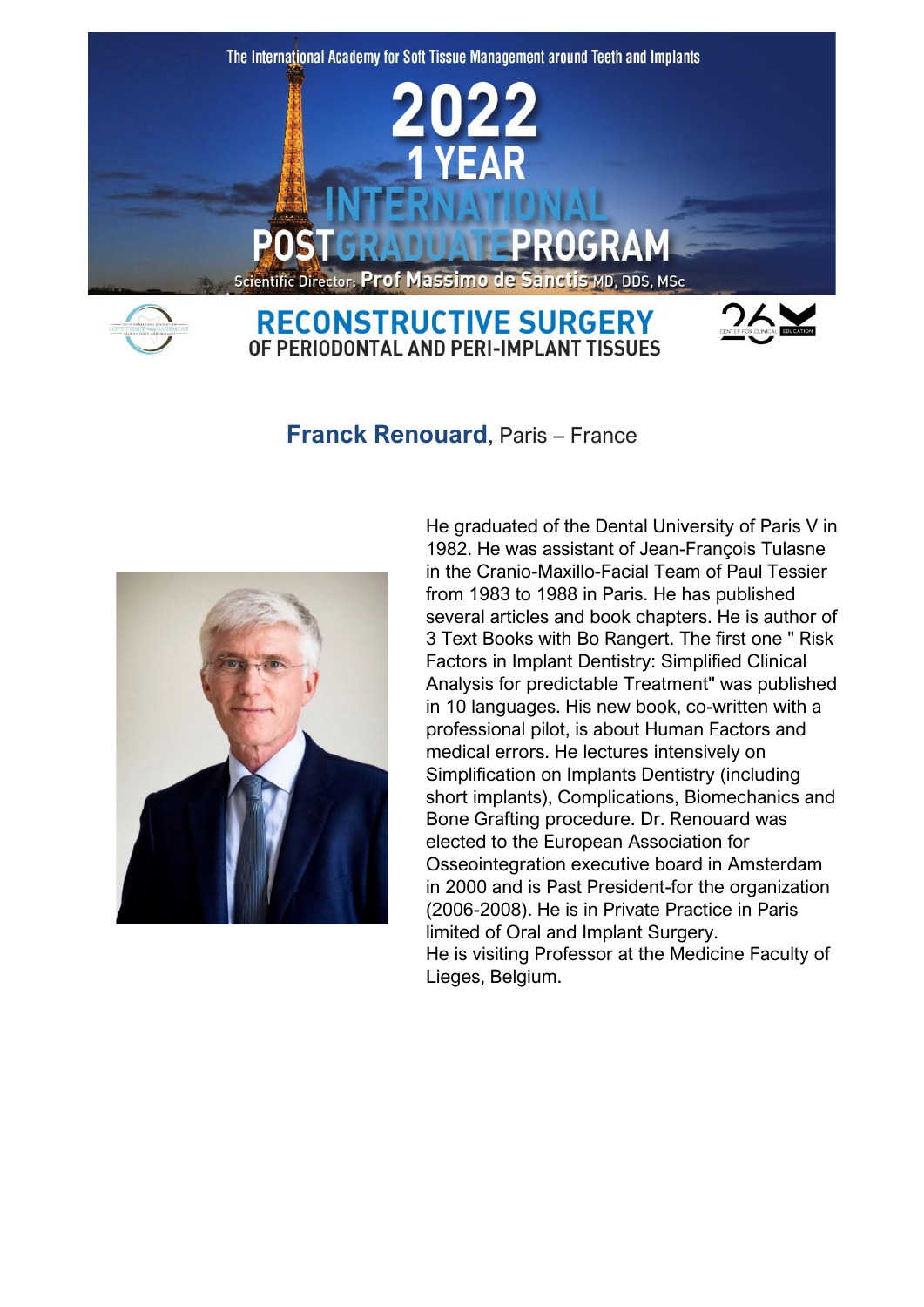The International Academy for Soft Tissue Management around Teeth and Implants

# 2022 1 YEAR INTERNATIONAL POSTGRADUATE PROGRAM

Scientific Director: **Prof Massimo de Sanctis** MD, DDS, MSc

## RECONSTRUCTIVE SURGERY OF PERIODONTAL AND PERI-IMPLANT TISSUES

### **Franck Renouard**, Paris – France

He graduated of the Dental University of Paris V in 1982. He was assistant of Jean-François Tulasne in the Cranio-Maxillo-Facial Team of Paul Tessier from 1983 to 1988 in Paris. He has published several articles and book chapters. He is author of 3 Text Books with Bo Rangert. The first one " Risk Factors in Implant Dentistry: Simplified Clinical Analysis for predictable Treatment" was published in 10 languages. His new book, co-written with a professional pilot, is about Human Factors and medical errors. He lectures intensively on Simplification on Implants Dentistry (including short implants), Complications, Biomechanics and Bone Grafting procedure. Dr. Renouard was elected to the European Association for Osseointegration executive board in Amsterdam in 2000 and is Past President-for the organization (2006-2008). He is in Private Practice in Paris limited of Oral and Implant Surgery.
He is visiting Professor at the Medicine Faculty of Lieges, Belgium.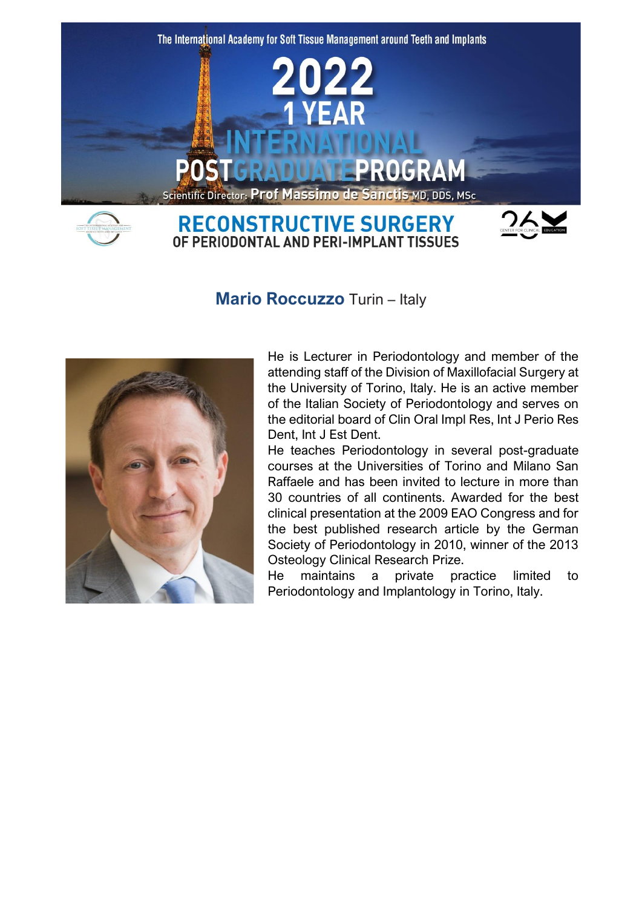The International Academy for Soft Tissue Management around Teeth and Implants

# 2022 1 YEAR INTERNATIONAL POSTGRADUATE PROGRAM

Scientific Director: **Prof Massimo de Sanctis** MD, DDS, MSc

## RECONSTRUCTIVE SURGERY OF PERIODONTAL AND PERI-IMPLANT TISSUES

## **Mario Roccuzzo** Turin – Italy

He is Lecturer in Periodontology and member of the attending staff of the Division of Maxillofacial Surgery at the University of Torino, Italy. He is an active member of the Italian Society of Periodontology and serves on the editorial board of Clin Oral Impl Res, Int J Perio Res Dent, Int J Est Dent.

He teaches Periodontology in several post-graduate courses at the Universities of Torino and Milano San Raffaele and has been invited to lecture in more than 30 countries of all continents. Awarded for the best clinical presentation at the 2009 EAO Congress and for the best published research article by the German Society of Periodontology in 2010, winner of the 2013 Osteology Clinical Research Prize.

He maintains a private practice limited to Periodontology and Implantology in Torino, Italy.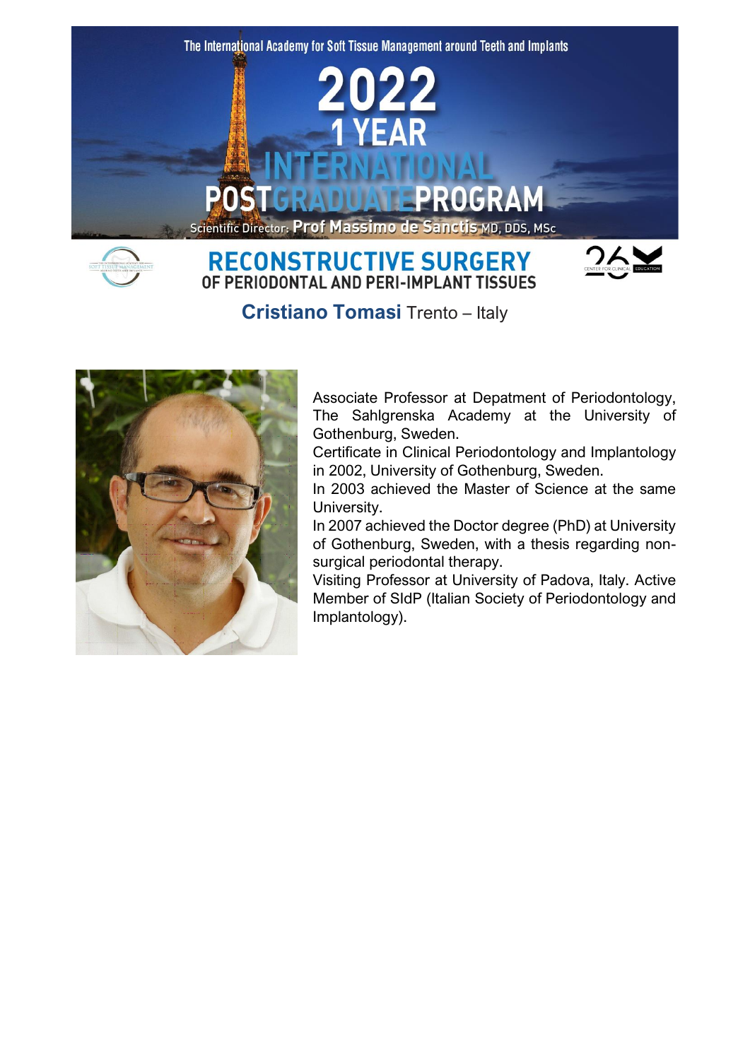The International Academy for Soft Tissue Management around Teeth and Implants

# 2022 1 YEAR INTERNATIONAL POSTGRADUATE PROGRAM

Scientific Director: **Prof Massimo de Sanctis** MD, DDS, MSc

## RECONSTRUCTIVE SURGERY
### OF PERIODONTAL AND PERI-IMPLANT TISSUES

**Cristiano Tomasi** Trento – Italy

Associate Professor at Depatment of Periodontology, The Sahlgrenska Academy at the University of Gothenburg, Sweden.
Certificate in Clinical Periodontology and Implantology in 2002, University of Gothenburg, Sweden.
In 2003 achieved the Master of Science at the same University.
In 2007 achieved the Doctor degree (PhD) at University of Gothenburg, Sweden, with a thesis regarding non-surgical periodontal therapy.
Visiting Professor at University of Padova, Italy. Active Member of SIdP (Italian Society of Periodontology and Implantology).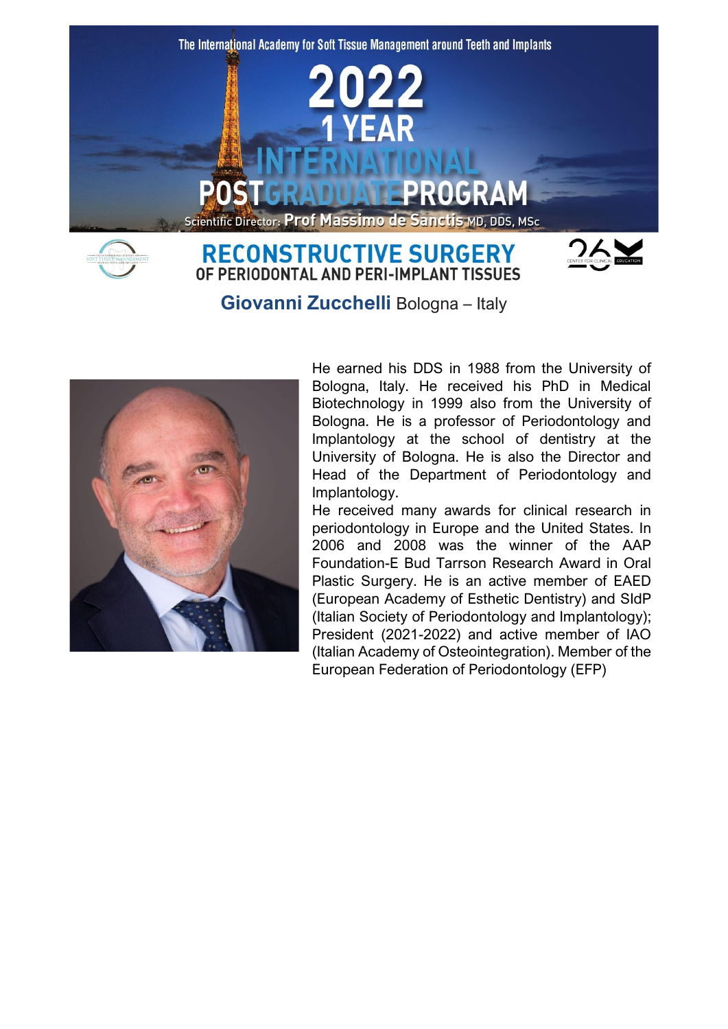The International Academy for Soft Tissue Management around Teeth and Implants

# 2022 1 YEAR INTERNATIONAL POSTGRADUATE PROGRAM

Scientific Director: **Prof Massimo de Sanctis** MD, DDS, MSc

## RECONSTRUCTIVE SURGERY OF PERIODONTAL AND PERI-IMPLANT TISSUES

### **Giovanni Zucchelli** Bologna – Italy

He earned his DDS in 1988 from the University of Bologna, Italy. He received his PhD in Medical Biotechnology in 1999 also from the University of Bologna. He is a professor of Periodontology and Implantology at the school of dentistry at the University of Bologna. He is also the Director and Head of the Department of Periodontology and Implantology.

He received many awards for clinical research in periodontology in Europe and the United States. In 2006 and 2008 was the winner of the AAP Foundation-E Bud Tarrson Research Award in Oral Plastic Surgery. He is an active member of EAED (European Academy of Esthetic Dentistry) and SIdP (Italian Society of Periodontology and Implantology); President (2021-2022) and active member of IAO (Italian Academy of Osteointegration). Member of the European Federation of Periodontology (EFP)